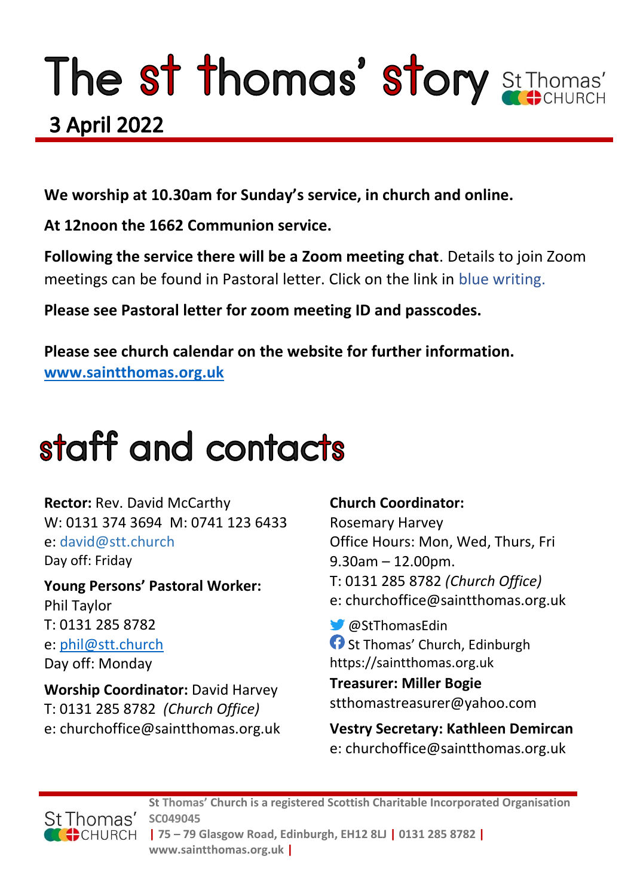# The st thomas' story

St Thomas' CHURCH

## 3 April 2022

**We worship at 10.30am for Sunday's service, in church and online.**

**At 12noon the 1662 Communion service.**

**Following the service there will be a Zoom meeting chat**. Details to join Zoom meetings can be found in Pastoral letter. Click on the link in blue writing.

**Please see Pastoral letter for zoom meeting ID and passcodes.**

**Please see church calendar on the website for further information.**
**www.saintthomas.org.uk**

# staff and contacts

**Rector:** Rev. David McCarthy
W: 0131 374 3694 M: 0741 123 6433
e: david@stt.church
Day off: Friday

**Young Persons' Pastoral Worker:**
Phil Taylor
T: 0131 285 8782
e: phil@stt.church
Day off: Monday

**Worship Coordinator:** David Harvey
T: 0131 285 8782 *(Church Office)*
e: churchoffice@saintthomas.org.uk

**Church Coordinator:**
Rosemary Harvey
Office Hours: Mon, Wed, Thurs, Fri
9.30am – 12.00pm.
T: 0131 285 8782 *(Church Office)*
e: churchoffice@saintthomas.org.uk

@StThomasEdin
St Thomas' Church, Edinburgh
https://saintthomas.org.uk

**Treasurer: Miller Bogie**
stthomastreasurer@yahoo.com

**Vestry Secretary: Kathleen Demircan**
e: churchoffice@saintthomas.org.uk

**St Thomas' Church is a registered Scottish Charitable Incorporated Organisation SC049045 | 75 – 79 Glasgow Road, Edinburgh, EH12 8LJ | 0131 285 8782 | www.saintthomas.org.uk |**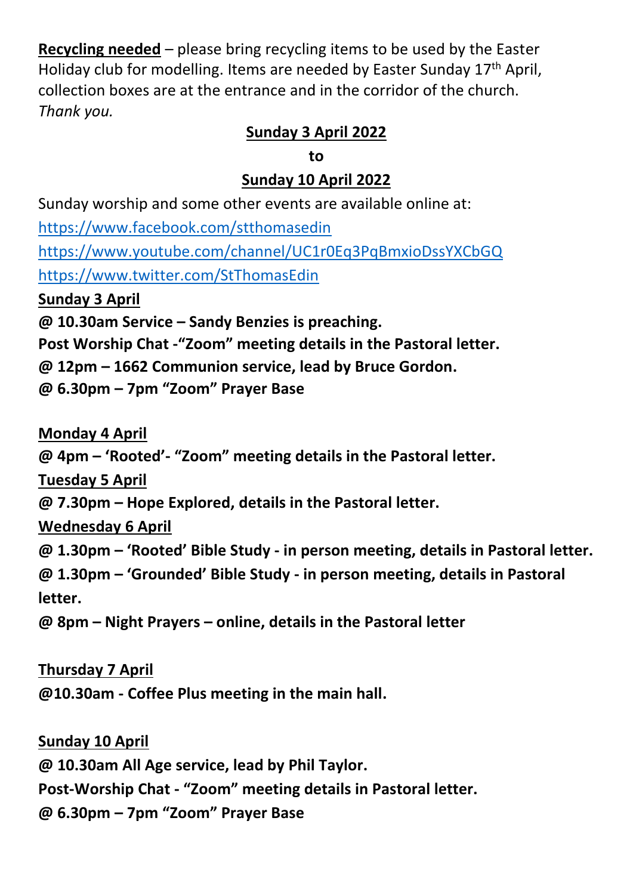**Recycling needed** – please bring recycling items to be used by the Easter Holiday club for modelling. Items are needed by Easter Sunday 17th April, collection boxes are at the entrance and in the corridor of the church. *Thank you.*

**Sunday 3 April 2022**

**to**

**Sunday 10 April 2022**

Sunday worship and some other events are available online at:

https://www.facebook.com/stthomasedin

https://www.youtube.com/channel/UC1r0Eq3PqBmxioDssYXCbGQ

https://www.twitter.com/StThomasEdin

**Sunday 3 April**

**@ 10.30am Service – Sandy Benzies is preaching.**

**Post Worship Chat -"Zoom" meeting details in the Pastoral letter.**

**@ 12pm – 1662 Communion service, lead by Bruce Gordon.**

**@ 6.30pm – 7pm "Zoom" Prayer Base**

**Monday 4 April**

**@ 4pm – 'Rooted'- "Zoom" meeting details in the Pastoral letter.**

**Tuesday 5 April**

**@ 7.30pm – Hope Explored, details in the Pastoral letter.**

**Wednesday 6 April**

**@ 1.30pm – 'Rooted' Bible Study - in person meeting, details in Pastoral letter.**

**@ 1.30pm – 'Grounded' Bible Study - in person meeting, details in Pastoral letter.**

**@ 8pm – Night Prayers – online, details in the Pastoral letter**

**Thursday 7 April**

**@10.30am - Coffee Plus meeting in the main hall.**

**Sunday 10 April**

**@ 10.30am All Age service, lead by Phil Taylor.**

**Post-Worship Chat - "Zoom" meeting details in Pastoral letter.**

**@ 6.30pm – 7pm "Zoom" Prayer Base**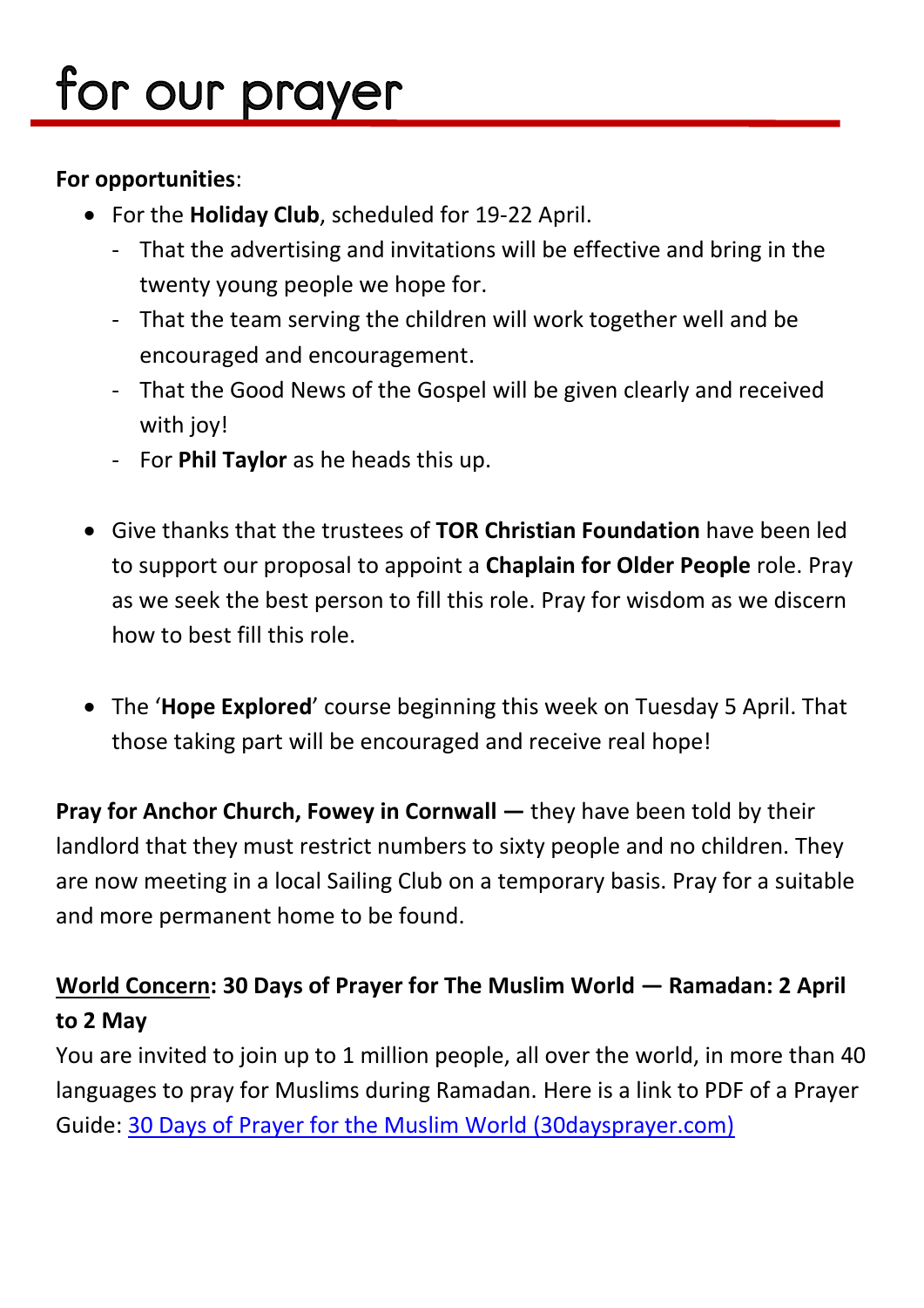# for our prayer

**For opportunities**:

- For the **Holiday Club**, scheduled for 19-22 April.
  - That the advertising and invitations will be effective and bring in the twenty young people we hope for.
  - That the team serving the children will work together well and be encouraged and encouragement.
  - That the Good News of the Gospel will be given clearly and received with joy!
  - For **Phil Taylor** as he heads this up.

- Give thanks that the trustees of **TOR Christian Foundation** have been led to support our proposal to appoint a **Chaplain for Older People** role. Pray as we seek the best person to fill this role. Pray for wisdom as we discern how to best fill this role.

- The '**Hope Explored**' course beginning this week on Tuesday 5 April. That those taking part will be encouraged and receive real hope!

**Pray for Anchor Church, Fowey in Cornwall —** they have been told by their landlord that they must restrict numbers to sixty people and no children. They are now meeting in a local Sailing Club on a temporary basis. Pray for a suitable and more permanent home to be found.

**<u>World Concern</u>: 30 Days of Prayer for The Muslim World — Ramadan: 2 April to 2 May**

You are invited to join up to 1 million people, all over the world, in more than 40 languages to pray for Muslims during Ramadan. Here is a link to PDF of a Prayer Guide: [30 Days of Prayer for the Muslim World (30daysprayer.com)](30daysprayer.com)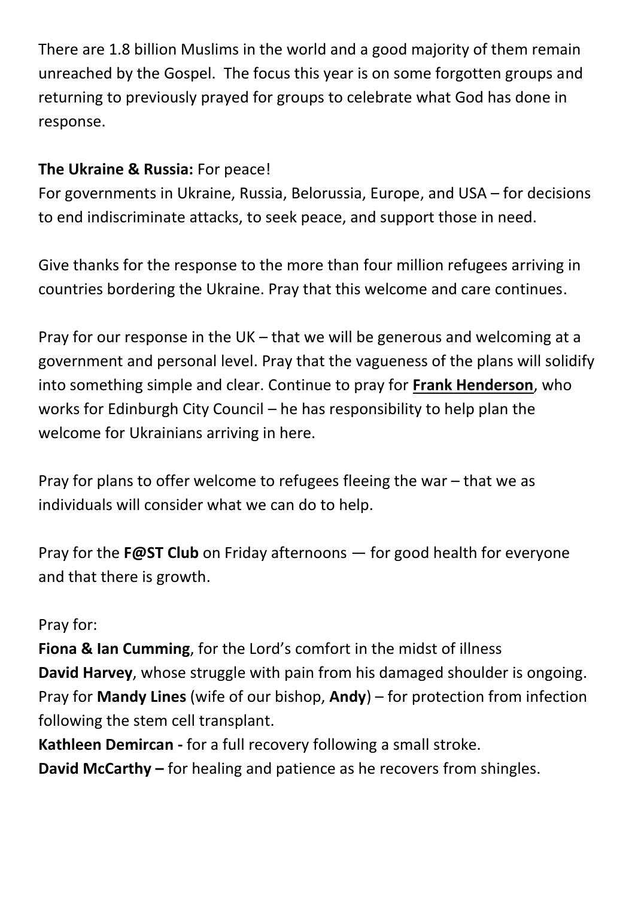There are 1.8 billion Muslims in the world and a good majority of them remain unreached by the Gospel. The focus this year is on some forgotten groups and returning to previously prayed for groups to celebrate what God has done in response.

**The Ukraine & Russia:** For peace!
For governments in Ukraine, Russia, Belorussia, Europe, and USA – for decisions to end indiscriminate attacks, to seek peace, and support those in need.

Give thanks for the response to the more than four million refugees arriving in countries bordering the Ukraine. Pray that this welcome and care continues.

Pray for our response in the UK – that we will be generous and welcoming at a government and personal level. Pray that the vagueness of the plans will solidify into something simple and clear. Continue to pray for **Frank Henderson**, who works for Edinburgh City Council – he has responsibility to help plan the welcome for Ukrainians arriving in here.

Pray for plans to offer welcome to refugees fleeing the war – that we as individuals will consider what we can do to help.

Pray for the **F@ST Club** on Friday afternoons — for good health for everyone and that there is growth.

Pray for:
**Fiona & Ian Cumming**, for the Lord's comfort in the midst of illness
**David Harvey**, whose struggle with pain from his damaged shoulder is ongoing.
Pray for **Mandy Lines** (wife of our bishop, **Andy**) – for protection from infection following the stem cell transplant.
**Kathleen Demircan -** for a full recovery following a small stroke.
**David McCarthy –** for healing and patience as he recovers from shingles.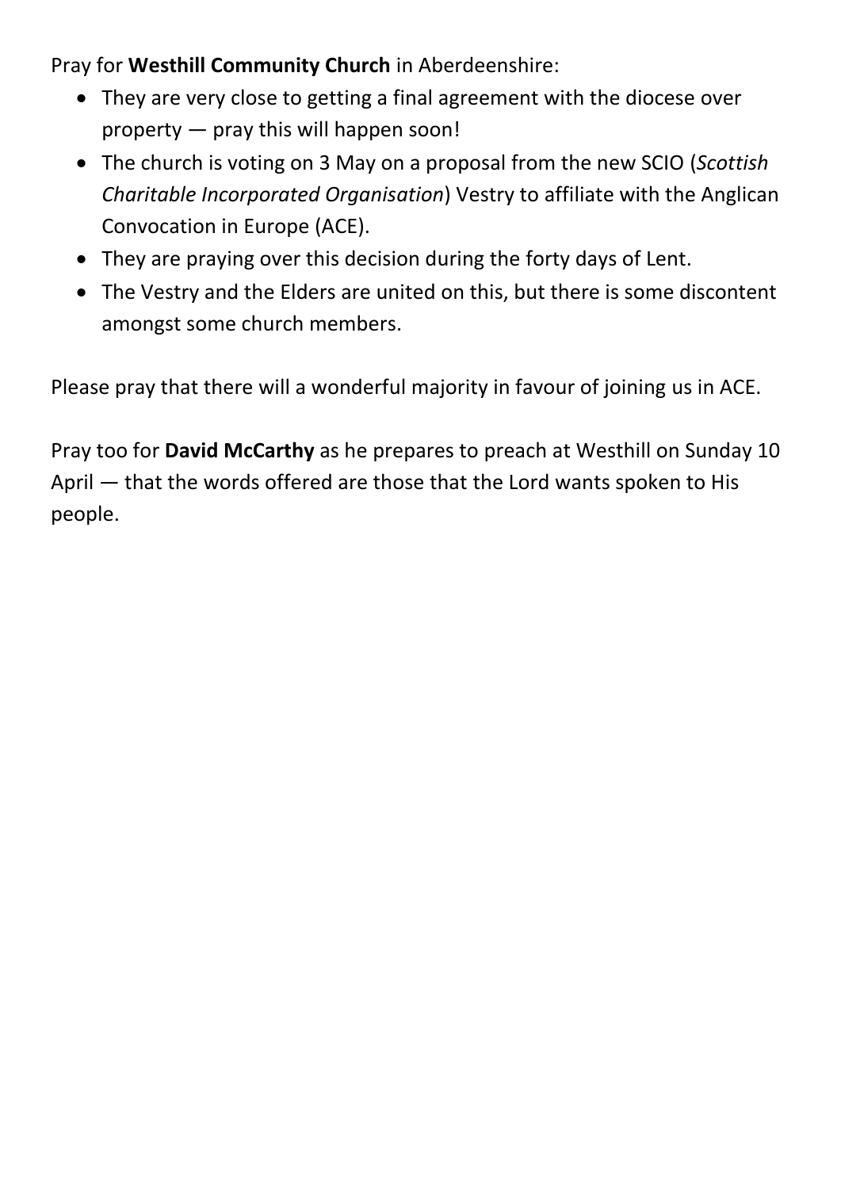Pray for **Westhill Community Church** in Aberdeenshire:

- They are very close to getting a final agreement with the diocese over property — pray this will happen soon!
- The church is voting on 3 May on a proposal from the new SCIO (*Scottish Charitable Incorporated Organisation*) Vestry to affiliate with the Anglican Convocation in Europe (ACE).
- They are praying over this decision during the forty days of Lent.
- The Vestry and the Elders are united on this, but there is some discontent amongst some church members.

Please pray that there will a wonderful majority in favour of joining us in ACE.

Pray too for **David McCarthy** as he prepares to preach at Westhill on Sunday 10 April — that the words offered are those that the Lord wants spoken to His people.